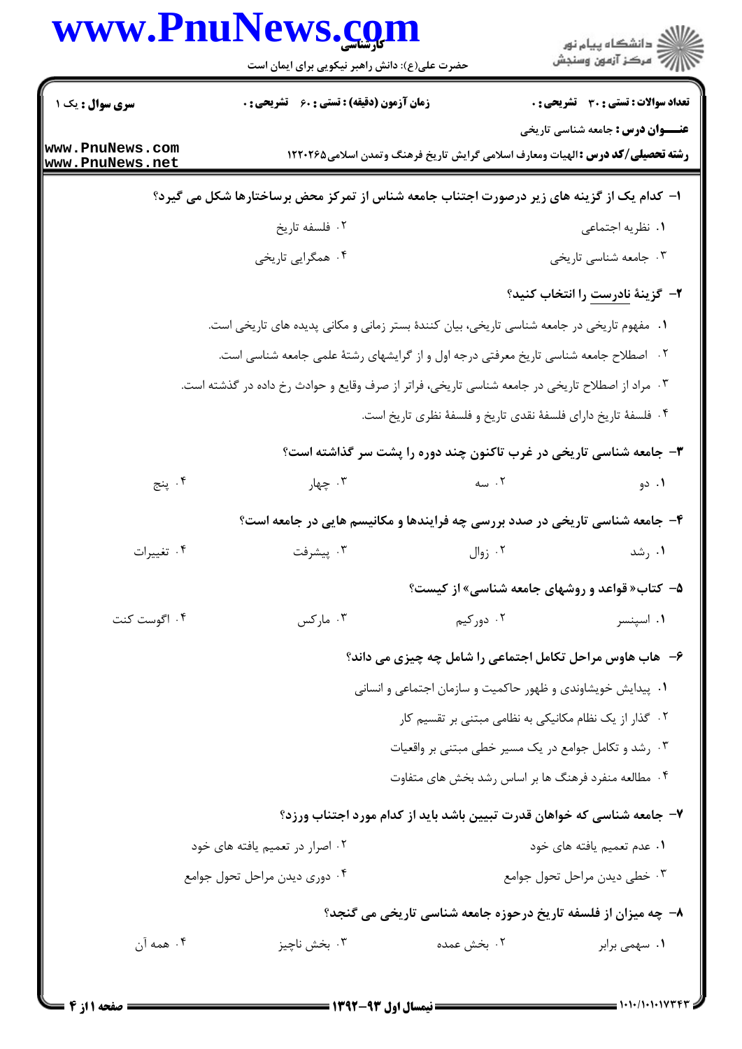**تعداد سوالات : تستی : ۳۰ تشریحی : ۰** | **زمان آزمون (دقیقه) : تستی : ۶۰ تشریحی : ۰** | **سری سوال : یک ۱**

**عنـــوان درس :** جامعه شناسی تاریخی

**رشته تحصیلی/کد درس :** الهیات ومعارف اسلامی گرایش تاریخ فرهنگ وتمدن اسلامی۱۲۲۰۲۶۵

**۱- کدام یک از گزینه های زیر درصورت اجتناب جامعه شناس از تمرکز محض برساختارها شکل می گیرد؟**

۱. نظریه اجتماعی

۲. فلسفه تاریخ

۳. جامعه شناسی تاریخی

۴. همگرایی تاریخی

**۲- گزینهٔ نادرست را انتخاب کنید؟**

۱. مفهوم تاریخی در جامعه شناسی تاریخی، بیان کنندهٔ بستر زمانی و مکانی پدیده های تاریخی است.

۲. اصطلاح جامعه شناسی تاریخ معرفتی درجه اول و از گرایشهای رشتهٔ علمی جامعه شناسی است.

۳. مراد از اصطلاح تاریخی در جامعه شناسی تاریخی، فراتر از صرف وقایع و حوادث رخ داده در گذشته است.

۴. فلسفهٔ تاریخ دارای فلسفهٔ نقدی تاریخ و فلسفهٔ نظری تاریخ است.

**۳- جامعه شناسی تاریخی در غرب تاکنون چند دوره را پشت سر گذاشته است؟**

۱. دو

۲. سه

۳. چهار

۴. پنج

**۴- جامعه شناسی تاریخی در صدد بررسی چه فرایندها و مکانیسم هایی در جامعه است؟**

۱. رشد

۲. زوال

۳. پیشرفت

۴. تغییرات

**۵- کتاب« قواعد و روشهای جامعه شناسی» از کیست؟**

۱. اسپنسر

۲. دورکیم

۳. مارکس

۴. اگوست کنت

**۶- هاب هاوس مراحل تکامل اجتماعی را شامل چه چیزی می داند؟**

۱. پیدایش خویشاوندی و ظهور حاکمیت و سازمان اجتماعی و انسانی

۲. گذار از یک نظام مکانیکی به نظامی مبتنی بر تقسیم کار

۳. رشد و تکامل جوامع در یک مسیر خطی مبتنی بر واقعیات

۴. مطالعه منفرد فرهنگ ها بر اساس رشد بخش های متفاوت

**۷- جامعه شناسی که خواهان قدرت تبیین باشد باید از کدام مورد اجتناب ورزد؟**

۱. عدم تعمیم یافته های خود

۲. اصرار در تعمیم یافته های خود

۳. خطی دیدن مراحل تحول جوامع

۴. دوری دیدن مراحل تحول جوامع

**۸- چه میزان از فلسفه تاریخ درحوزه جامعه شناسی تاریخی می گنجد؟**

۱. سهمی برابر

۲. بخش عمده

۳. بخش ناچیز

۴. همه آن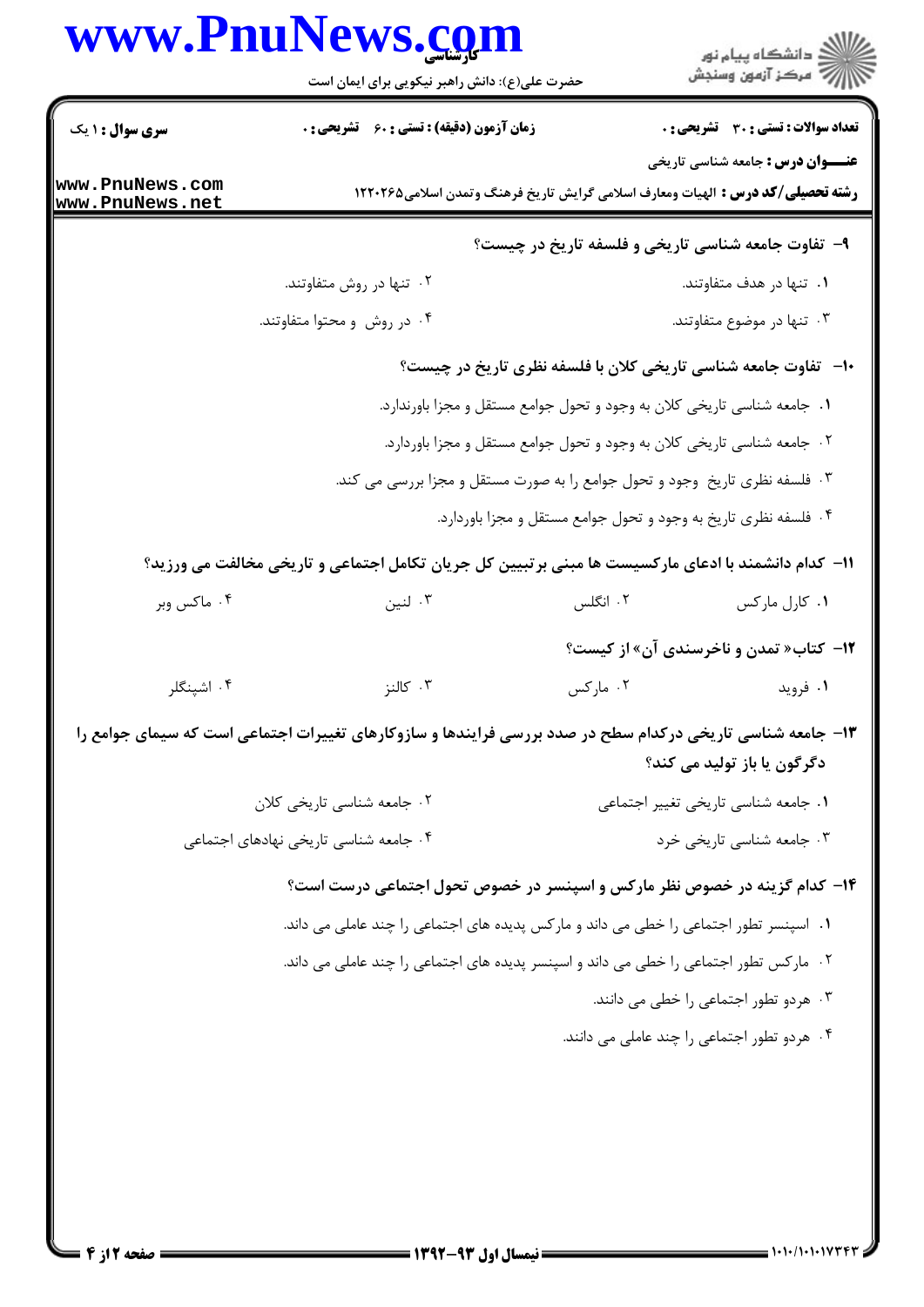**سری سوال:** ۱ یک | **زمان آزمون (دقیقه) : تستی :** ۶۰ **تشریحی :** ۰ | **تعداد سوالات : تستی :** ۳۰ **تشریحی :** ۰

**عنـــوان درس :** جامعه شناسی تاریخی

**رشته تحصیلی/کد درس :** الهیات ومعارف اسلامی گرایش تاریخ فرهنگ وتمدن اسلامی۱۲۲۰۲۶۵

**۹- تفاوت جامعه شناسی تاریخی و فلسفه تاریخ در چیست؟**

۱. تنها در هدف متفاوتند.

۲. تنها در روش متفاوتند.

۳. تنها در موضوع متفاوتند.

۴. در روش و محتوا متفاوتند.

**۱۰- تفاوت جامعه شناسی تاریخی کلان با فلسفه نظری تاریخ در چیست؟**

۱. جامعه شناسی تاریخی کلان به وجود و تحول جوامع مستقل و مجزا باورندارد.

۲. جامعه شناسی تاریخی کلان به وجود و تحول جوامع مستقل و مجزا باوردارد.

۳. فلسفه نظری تاریخ وجود و تحول جوامع را به صورت مستقل و مجزا بررسی می کند.

۴. فلسفه نظری تاریخ به وجود و تحول جوامع مستقل و مجزا باوردارد.

**۱۱- کدام دانشمند با ادعای مارکسیست ها مبنی برتبیین کل جریان تکامل اجتماعی و تاریخی مخالفت می ورزید؟**

۱. کارل مارکس

۲. انگلس

۳. لنین

۴. ماکس وبر

**۱۲- کتاب« تمدن و ناخرسندی آن» از کیست؟**

۱. فروید

۲. مارکس

۳. کالنز

۴. اشپنگلر

**۱۳- جامعه شناسی تاریخی درکدام سطح در صدد بررسی فرایندها و سازوکارهای تغییرات اجتماعی است که سیمای جوامع را دگرگون یا باز تولید می کند؟**

۱. جامعه شناسی تاریخی تغییر اجتماعی

۲. جامعه شناسی تاریخی کلان

۳. جامعه شناسی تاریخی خرد

۴. جامعه شناسی تاریخی نهادهای اجتماعی

**۱۴- کدام گزینه در خصوص نظر مارکس و اسپنسر در خصوص تحول اجتماعی درست است؟**

۱. اسپنسر تطور اجتماعی را خطی می داند و مارکس پدیده های اجتماعی را چند عاملی می داند.

۲. مارکس تطور اجتماعی را خطی می داند و اسپنسر پدیده های اجتماعی را چند عاملی می داند.

۳. هردو تطور اجتماعی را خطی می دانند.

۴. هردو تطور اجتماعی را چند عاملی می دانند.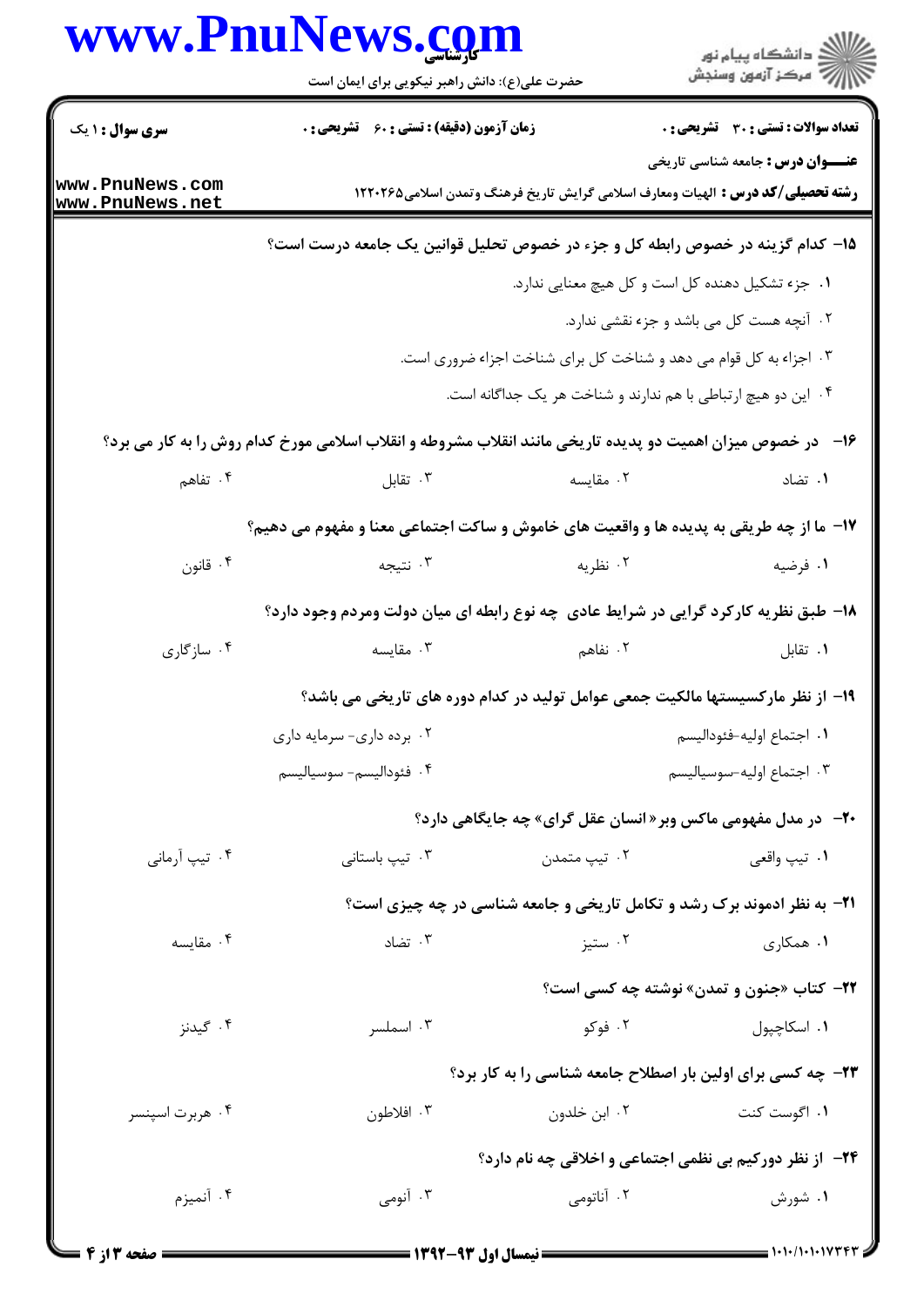**سری سوال : ۱ یک** | **زمان آزمون (دقیقه) : تستی : ۶۰ تشریحی : ۰** | **تعداد سوالات : تستی : ۳۰ تشریحی : ۰**

**عنـــوان درس :** جامعه شناسی تاریخی

**رشته تحصیلی/کد درس :** الهیات ومعارف اسلامی گرایش تاریخ فرهنگ وتمدن اسلامی۱۲۲۰۲۶۵

**۱۵- کدام گزینه در خصوص رابطه کل و جزء در خصوص تحلیل قوانین یک جامعه درست است؟**

۱. جزء تشکیل دهنده کل است و کل هیچ معنایی ندارد.

۲. آنچه هست کل می باشد و جزء نقشی ندارد.

۳. اجزاء به کل قوام می دهد و شناخت کل برای شناخت اجزاء ضروری است.

۴. این دو هیچ ارتباطی با هم ندارند و شناخت هر یک جداگانه است.

**۱۶- در خصوص میزان اهمیت دو پدیده تاریخی مانند انقلاب مشروطه و انقلاب اسلامی مورخ کدام روش را به کار می برد؟**

۱. تضاد ۲. مقایسه ۳. تقابل ۴. تفاهم

**۱۷- ما از چه طریقی به پدیده ها و واقعیت های خاموش و ساکت اجتماعی معنا و مفهوم می دهیم؟**

۱. فرضیه ۲. نظریه ۳. نتیجه ۴. قانون

**۱۸- طبق نظریه کارکرد گرایی در شرایط عادی چه نوع رابطه ای میان دولت ومردم وجود دارد؟**

۱. تقابل ۲. تفاهم ۳. مقایسه ۴. سازگاری

**۱۹- از نظر مارکسیستها مالکیت جمعی عوامل تولید در کدام دوره های تاریخی می باشد؟**

۱. اجتماع اولیه-فئودالیسم ۲. برده داری- سرمایه داری

۳. اجتماع اولیه-سوسیالیسم ۴. فئودالیسم- سوسیالیسم

**۲۰- در مدل مفهومی ماکس وبر« انسان عقل گرای» چه جایگاهی دارد؟**

۱. تیپ واقعی ۲. تیپ متمدن ۳. تیپ باستانی ۴. تیپ آرمانی

**۲۱- به نظر ادموند برک رشد و تکامل تاریخی و جامعه شناسی در چه چیزی است؟**

۱. همکاری ۲. ستیز ۳. تضاد ۴. مقایسه

**۲۲- کتاب «جنون و تمدن» نوشته چه کسی است؟**

۱. اسکاچپول ۲. فوکو ۳. اسملسر ۴. گیدنز

**۲۳- چه کسی برای اولین بار اصطلاح جامعه شناسی را به کار برد؟**

۱. اگوست کنت ۲. ابن خلدون ۳. افلاطون ۴. هربرت اسپنسر

**۲۴- از نظر دورکیم بی نظمی اجتماعی و اخلاقی چه نام دارد؟**

۱. شورش ۲. آناتومی ۳. آنومی ۴. آنمیزم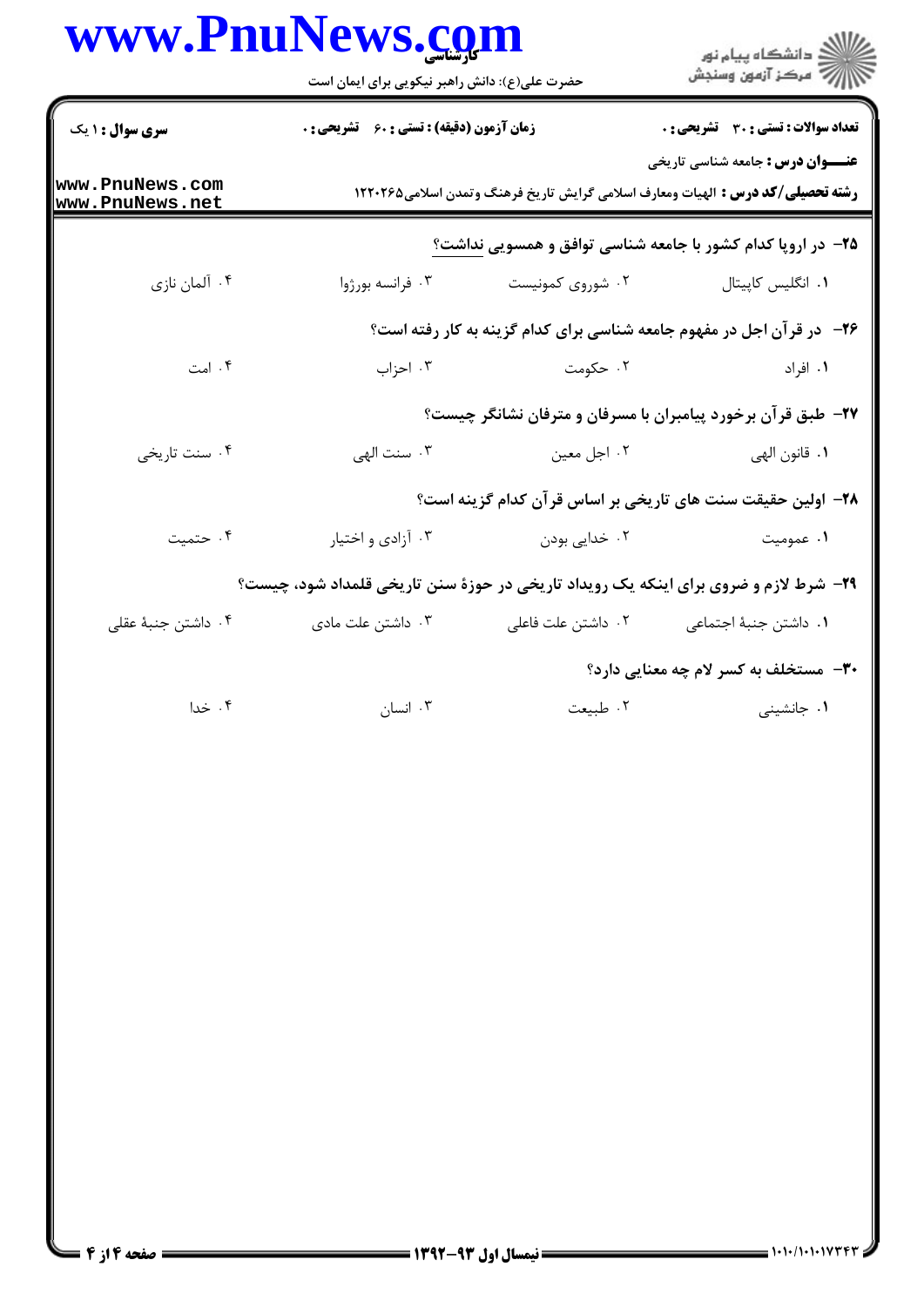**تعداد سوالات : تستی : ۳۰ تشریحی : ۰** | **زمان آزمون (دقیقه) : تستی : ۶۰ تشریحی : ۰** | **سری سوال : ۱ یک**

**عنـــوان درس :** جامعه شناسی تاریخی

**رشته تحصیلی/کد درس :** الهیات ومعارف اسلامی گرایش تاریخ فرهنگ وتمدن اسلامی۱۲۲۰۲۶۵

۲۵- در اروپا کدام کشور با جامعه شناسی توافق و همسویی نداشت؟

۱. انگلیس کاپیتال ۲. شوروی کمونیست ۳. فرانسه بورژوا ۴. آلمان نازی

۲۶- در قرآن اجل در مفهوم جامعه شناسی برای کدام گزینه به کار رفته است؟

۱. افراد ۲. حکومت ۳. احزاب ۴. امت

۲۷- طبق قرآن برخورد پیامبران با مسرفان و مترفان نشانگر چیست؟

۱. قانون الهی ۲. اجل معین ۳. سنت الهی ۴. سنت تاریخی

۲۸- اولین حقیقت سنت های تاریخی بر اساس قرآن کدام گزینه است؟

۱. عمومیت ۲. خدایی بودن ۳. آزادی و اختیار ۴. حتمیت

۲۹- شرط لازم و ضروی برای اینکه یک رویداد تاریخی در حوزهٔ سنن تاریخی قلمداد شود، چیست؟

۱. داشتن جنبهٔ اجتماعی ۲. داشتن علت فاعلی ۳. داشتن علت مادی ۴. داشتن جنبهٔ عقلی

۳۰- مستخلف به کسر لام چه معنایی دارد؟

۱. جانشینی ۲. طبیعت ۳. انسان ۴. خدا